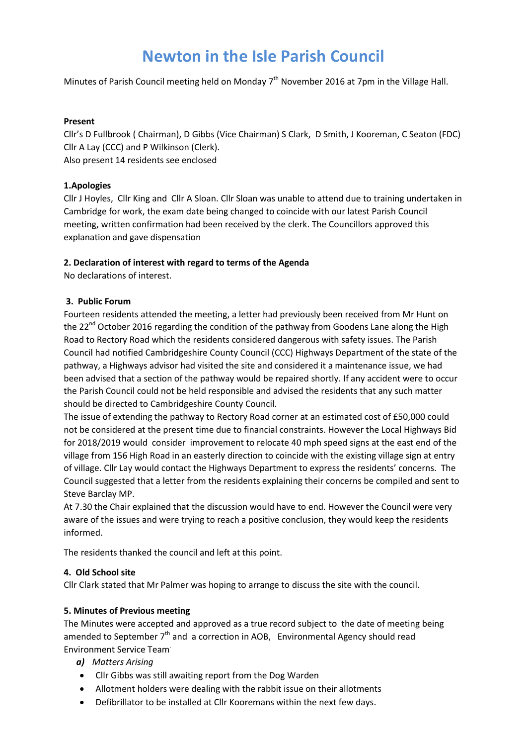# Newton in the Isle Parish Council

Minutes of Parish Council meeting held on Monday 7th November 2016 at 7pm in the Village Hall.

**Present**

Cllr's D Fullbrook ( Chairman), D Gibbs (Vice Chairman) S Clark, D Smith, J Kooreman, C Seaton (FDC) Cllr A Lay (CCC) and P Wilkinson (Clerk).
Also present 14 residents see enclosed

**1.Apologies**

Cllr J Hoyles, Cllr King and Cllr A Sloan. Cllr Sloan was unable to attend due to training undertaken in Cambridge for work, the exam date being changed to coincide with our latest Parish Council meeting, written confirmation had been received by the clerk. The Councillors approved this explanation and gave dispensation

**2. Declaration of interest with regard to terms of the Agenda**

No declarations of interest.

**3. Public Forum**

Fourteen residents attended the meeting, a letter had previously been received from Mr Hunt on the 22nd October 2016 regarding the condition of the pathway from Goodens Lane along the High Road to Rectory Road which the residents considered dangerous with safety issues. The Parish Council had notified Cambridgeshire County Council (CCC) Highways Department of the state of the pathway, a Highways advisor had visited the site and considered it a maintenance issue, we had been advised that a section of the pathway would be repaired shortly. If any accident were to occur the Parish Council could not be held responsible and advised the residents that any such matter should be directed to Cambridgeshire County Council.
The issue of extending the pathway to Rectory Road corner at an estimated cost of £50,000 could not be considered at the present time due to financial constraints. However the Local Highways Bid for 2018/2019 would consider improvement to relocate 40 mph speed signs at the east end of the village from 156 High Road in an easterly direction to coincide with the existing village sign at entry of village. Cllr Lay would contact the Highways Department to express the residents' concerns. The Council suggested that a letter from the residents explaining their concerns be compiled and sent to Steve Barclay MP.
At 7.30 the Chair explained that the discussion would have to end. However the Council were very aware of the issues and were trying to reach a positive conclusion, they would keep the residents informed.

The residents thanked the council and left at this point.

**4. Old School site**

Cllr Clark stated that Mr Palmer was hoping to arrange to discuss the site with the council.

**5. Minutes of Previous meeting**

The Minutes were accepted and approved as a true record subject to the date of meeting being amended to September 7th and a correction in AOB, Environmental Agency should read Environment Service Team.

***a)*** *Matters Arising*

- Cllr Gibbs was still awaiting report from the Dog Warden
- Allotment holders were dealing with the rabbit issue on their allotments
- Defibrillator to be installed at Cllr Kooremans within the next few days.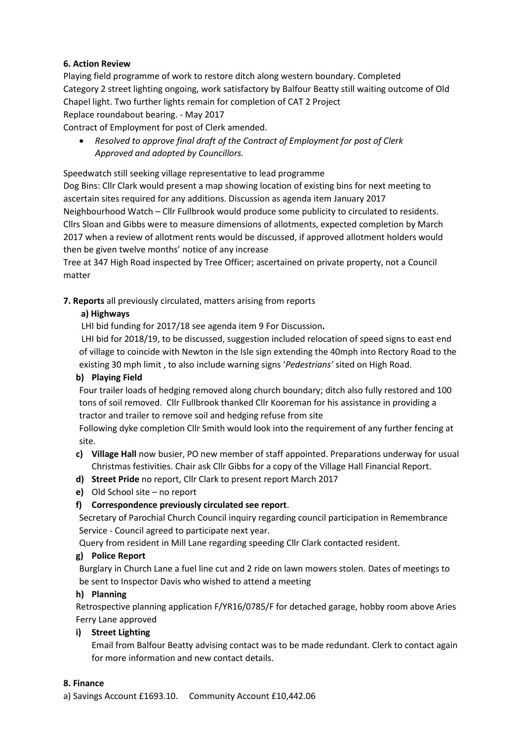**6. Action Review**

Playing field programme of work to restore ditch along western boundary. Completed
Category 2 street lighting ongoing, work satisfactory by Balfour Beatty still waiting outcome of Old Chapel light. Two further lights remain for completion of CAT 2 Project
Replace roundabout bearing. - May 2017
Contract of Employment for post of Clerk amended.

- *Resolved to approve final draft of the Contract of Employment for post of Clerk Approved and adopted by Councillors.*

Speedwatch still seeking village representative to lead programme
Dog Bins: Cllr Clark would present a map showing location of existing bins for next meeting to ascertain sites required for any additions. Discussion as agenda item January 2017
Neighbourhood Watch – Cllr Fullbrook would produce some publicity to circulated to residents.
Cllrs Sloan and Gibbs were to measure dimensions of allotments, expected completion by March 2017 when a review of allotment rents would be discussed, if approved allotment holders would then be given twelve months' notice of any increase
Tree at 347 High Road inspected by Tree Officer; ascertained on private property, not a Council matter

**7. Reports** all previously circulated, matters arising from reports

**a) Highways**

LHI bid funding for 2017/18 see agenda item 9 For Discussion**.**

LHI bid for 2018/19, to be discussed, suggestion included relocation of speed signs to east end of village to coincide with Newton in the Isle sign extending the 40mph into Rectory Road to the existing 30 mph limit , to also include warning signs '*Pedestrians'* sited on High Road.

**b) Playing Field**

Four trailer loads of hedging removed along church boundary; ditch also fully restored and 100 tons of soil removed. Cllr Fullbrook thanked Cllr Kooreman for his assistance in providing a tractor and trailer to remove soil and hedging refuse from site

Following dyke completion Cllr Smith would look into the requirement of any further fencing at site.

**c) Village Hall** now busier, PO new member of staff appointed. Preparations underway for usual Christmas festivities. Chair ask Cllr Gibbs for a copy of the Village Hall Financial Report.

**d) Street Pride** no report, Cllr Clark to present report March 2017

**e)** Old School site – no report

**f) Correspondence previously circulated see report**.

Secretary of Parochial Church Council inquiry regarding council participation in Remembrance Service - Council agreed to participate next year.

Query from resident in Mill Lane regarding speeding Cllr Clark contacted resident.

**g) Police Report**

Burglary in Church Lane a fuel line cut and 2 ride on lawn mowers stolen. Dates of meetings to be sent to Inspector Davis who wished to attend a meeting

**h) Planning**

Retrospective planning application F/YR16/0785/F for detached garage, hobby room above Aries Ferry Lane approved

**i) Street Lighting**

Email from Balfour Beatty advising contact was to be made redundant. Clerk to contact again for more information and new contact details.

**8. Finance**

a) Savings Account £1693.10. Community Account £10,442.06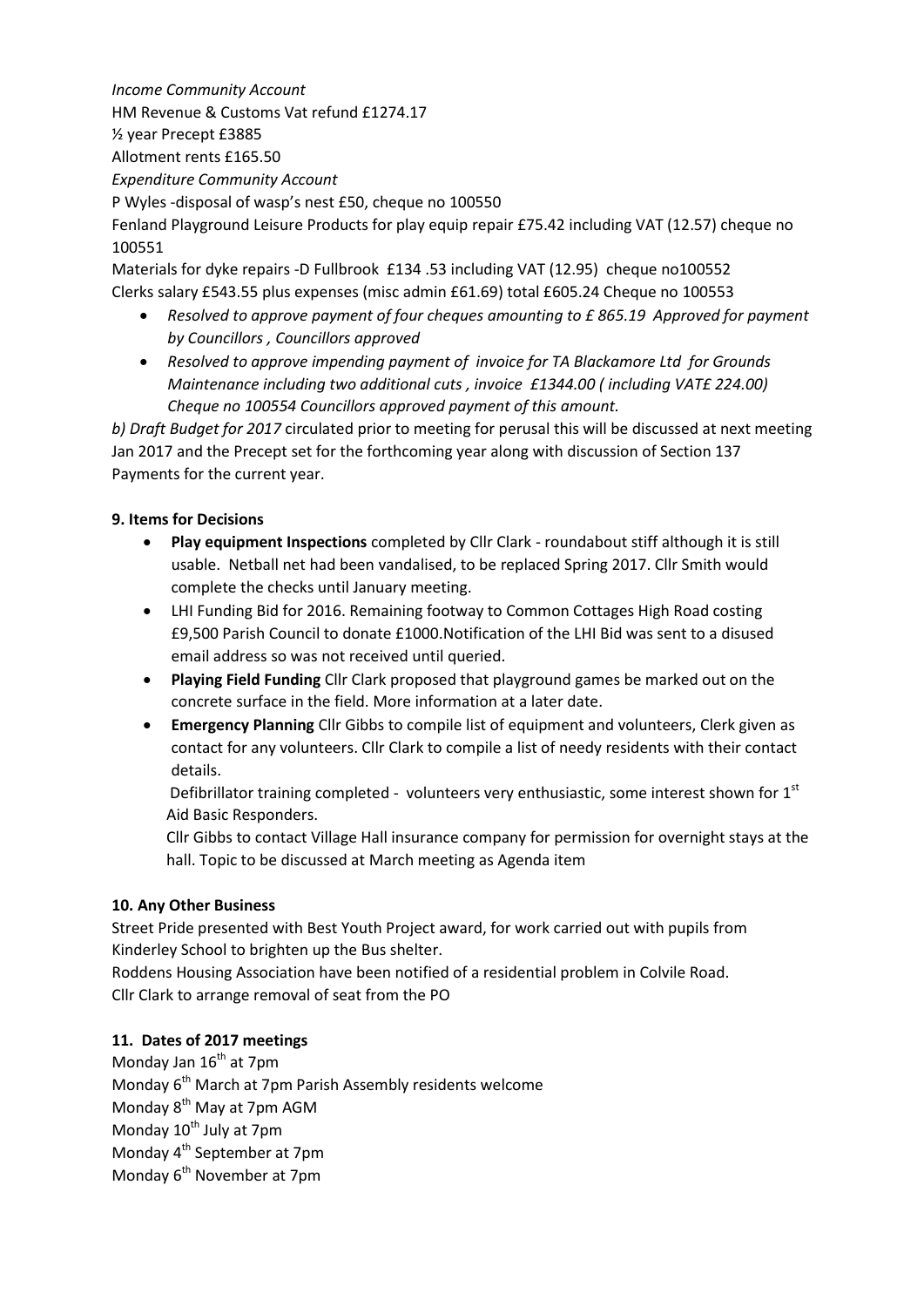*Income Community Account*

HM Revenue & Customs Vat refund £1274.17

½ year Precept £3885

Allotment rents £165.50

*Expenditure Community Account*

P Wyles -disposal of wasp's nest £50, cheque no 100550

Fenland Playground Leisure Products for play equip repair £75.42 including VAT (12.57) cheque no 100551

Materials for dyke repairs -D Fullbrook £134 .53 including VAT (12.95) cheque no100552

Clerks salary £543.55 plus expenses (misc admin £61.69) total £605.24 Cheque no 100553

- *Resolved to approve payment of four cheques amounting to £ 865.19 Approved for payment by Councillors , Councillors approved*
- *Resolved to approve impending payment of invoice for TA Blackamore Ltd for Grounds Maintenance including two additional cuts , invoice £1344.00 ( including VAT£ 224.00) Cheque no 100554 Councillors approved payment of this amount.*

*b) Draft Budget for 2017* circulated prior to meeting for perusal this will be discussed at next meeting Jan 2017 and the Precept set for the forthcoming year along with discussion of Section 137 Payments for the current year.

**9. Items for Decisions**

- **Play equipment Inspections** completed by Cllr Clark - roundabout stiff although it is still usable. Netball net had been vandalised, to be replaced Spring 2017. Cllr Smith would complete the checks until January meeting.
- LHI Funding Bid for 2016. Remaining footway to Common Cottages High Road costing £9,500 Parish Council to donate £1000.Notification of the LHI Bid was sent to a disused email address so was not received until queried.
- **Playing Field Funding** Cllr Clark proposed that playground games be marked out on the concrete surface in the field. More information at a later date.
- **Emergency Planning** Cllr Gibbs to compile list of equipment and volunteers, Clerk given as contact for any volunteers. Cllr Clark to compile a list of needy residents with their contact details.

  Defibrillator training completed - volunteers very enthusiastic, some interest shown for 1st Aid Basic Responders.

  Cllr Gibbs to contact Village Hall insurance company for permission for overnight stays at the hall. Topic to be discussed at March meeting as Agenda item

**10. Any Other Business**

Street Pride presented with Best Youth Project award, for work carried out with pupils from Kinderley School to brighten up the Bus shelter.

Roddens Housing Association have been notified of a residential problem in Colvile Road.

Cllr Clark to arrange removal of seat from the PO

**11. Dates of 2017 meetings**

Monday Jan 16th at 7pm

Monday 6th March at 7pm Parish Assembly residents welcome

Monday 8th May at 7pm AGM

Monday 10th July at 7pm

Monday 4th September at 7pm

Monday 6th November at 7pm